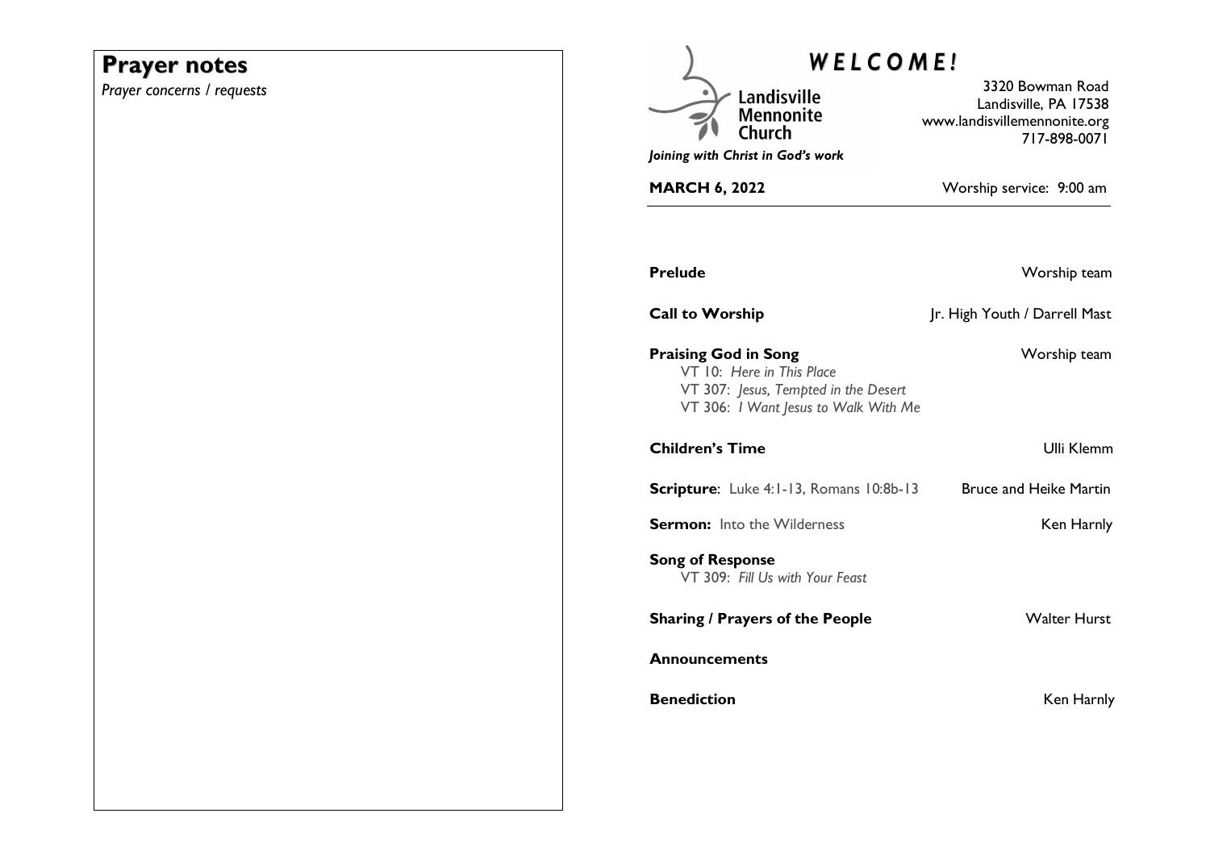## Prayer notes

*Prayer concerns / requests*

# *WELCOME!*

Landisville Mennonite Church

*Joining with Christ in God's work*

3320 Bowman Road
Landisville, PA 17538
www.landisvillemennonite.org
717-898-0071

**MARCH 6, 2022** Worship service: 9:00 am

---

**Prelude** Worship team

**Call to Worship** Jr. High Youth / Darrell Mast

**Praising God in Song** Worship team
VT 10: *Here in This Place*
VT 307: *Jesus, Tempted in the Desert*
VT 306: *I Want Jesus to Walk With Me*

**Children's Time** Ulli Klemm

**Scripture**: Luke 4:1-13, Romans 10:8b-13 Bruce and Heike Martin

**Sermon:** Into the Wilderness Ken Harnly

**Song of Response**
VT 309: *Fill Us with Your Feast*

**Sharing / Prayers of the People** Walter Hurst

**Announcements**

**Benediction** Ken Harnly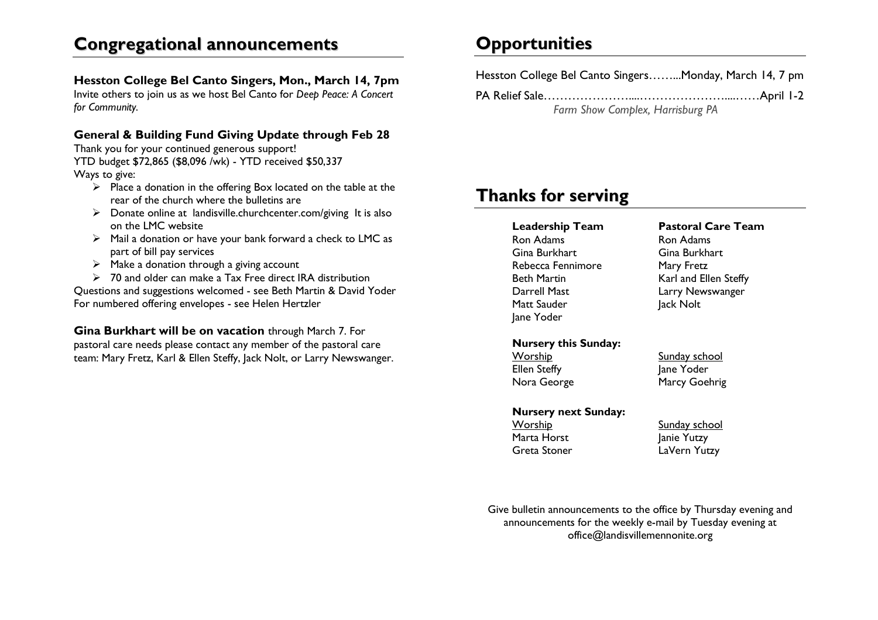# Congregational announcements

**Hesston College Bel Canto Singers, Mon., March 14, 7pm**
Invite others to join us as we host Bel Canto for *Deep Peace: A Concert for Community.*

**General & Building Fund Giving Update through Feb 28**
Thank you for your continued generous support!
YTD budget $72,865 ($8,096 /wk) - YTD received $50,337
Ways to give:

- Place a donation in the offering Box located on the table at the rear of the church where the bulletins are
- Donate online at landisville.churchcenter.com/giving It is also on the LMC website
- Mail a donation or have your bank forward a check to LMC as part of bill pay services
- Make a donation through a giving account
- 70 and older can make a Tax Free direct IRA distribution

Questions and suggestions welcomed - see Beth Martin & David Yoder
For numbered offering envelopes - see Helen Hertzler

**Gina Burkhart will be on vacation** through March 7. For pastoral care needs please contact any member of the pastoral care team: Mary Fretz, Karl & Ellen Steffy, Jack Nolt, or Larry Newswanger.

# Opportunities

Hesston College Bel Canto Singers……...Monday, March 14, 7 pm

PA Relief Sale…………………....…………………....……April 1-2
*Farm Show Complex, Harrisburg PA*

# Thanks for serving

**Leadership Team**
Ron Adams
Gina Burkhart
Rebecca Fennimore
Beth Martin
Darrell Mast
Matt Sauder
Jane Yoder

**Pastoral Care Team**
Ron Adams
Gina Burkhart
Mary Fretz
Karl and Ellen Steffy
Larry Newswanger
Jack Nolt

**Nursery this Sunday:**

| Worship | Sunday school |
| --- | --- |
| Ellen Steffy | Jane Yoder |
| Nora George | Marcy Goehrig |

**Nursery next Sunday:**

| Worship | Sunday school |
| --- | --- |
| Marta Horst | Janie Yutzy |
| Greta Stoner | LaVern Yutzy |

Give bulletin announcements to the office by Thursday evening and announcements for the weekly e-mail by Tuesday evening at office@landisvillemennonite.org